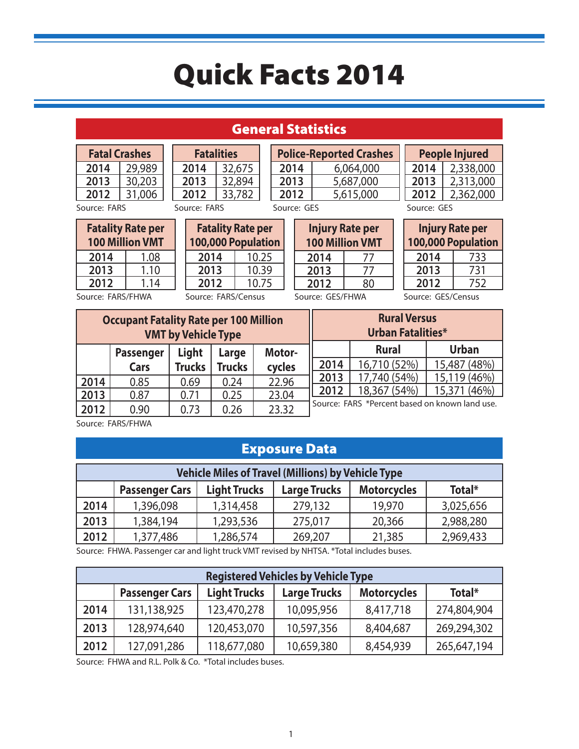# Quick Facts 2014

## General Statistics

| Fatal Crashes | |
|---|---|
| 2014 | 29,989 |
| 2013 | 30,203 |
| 2012 | 31,006 |

Source: FARS

| Fatalities | |
|---|---|
| 2014 | 32,675 |
| 2013 | 32,894 |
| 2012 | 33,782 |

Source: FARS

| Police-Reported Crashes | |
|---|---|
| 2014 | 6,064,000 |
| 2013 | 5,687,000 |
| 2012 | 5,615,000 |

Source: GES

| People Injured | |
|---|---|
| 2014 | 2,338,000 |
| 2013 | 2,313,000 |
| 2012 | 2,362,000 |

Source: GES

| Fatality Rate per 100 Million VMT | |
|---|---|
| 2014 | 1.08 |
| 2013 | 1.10 |
| 2012 | 1.14 |

Source: FARS/FHWA

| Fatality Rate per 100,000 Population | |
|---|---|
| 2014 | 10.25 |
| 2013 | 10.39 |
| 2012 | 10.75 |

Source: FARS/Census

| Injury Rate per 100 Million VMT | |
|---|---|
| 2014 | 77 |
| 2013 | 77 |
| 2012 | 80 |

Source: GES/FHWA

| Injury Rate per 100,000 Population | |
|---|---|
| 2014 | 733 |
| 2013 | 731 |
| 2012 | 752 |

Source: GES/Census

**Occupant Fatality Rate per 100 Million VMT by Vehicle Type**

| | Passenger Cars | Light Trucks | Large Trucks | Motor-cycles |
|---|---|---|---|---|
| 2014 | 0.85 | 0.69 | 0.24 | 22.96 |
| 2013 | 0.87 | 0.71 | 0.25 | 23.04 |
| 2012 | 0.90 | 0.73 | 0.26 | 23.32 |

Source: FARS/FHWA

**Rural Versus Urban Fatalities***

| | Rural | Urban |
|---|---|---|
| 2014 | 16,710 (52%) | 15,487 (48%) |
| 2013 | 17,740 (54%) | 15,119 (46%) |
| 2012 | 18,367 (54%) | 15,371 (46%) |

Source: FARS *Percent based on known land use.

## Exposure Data

**Vehicle Miles of Travel (Millions) by Vehicle Type**

| | Passenger Cars | Light Trucks | Large Trucks | Motorcycles | Total* |
|---|---|---|---|---|---|
| 2014 | 1,396,098 | 1,314,458 | 279,132 | 19,970 | 3,025,656 |
| 2013 | 1,384,194 | 1,293,536 | 275,017 | 20,366 | 2,988,280 |
| 2012 | 1,377,486 | 1,286,574 | 269,207 | 21,385 | 2,969,433 |

Source: FHWA. Passenger car and light truck VMT revised by NHTSA. *Total includes buses.

**Registered Vehicles by Vehicle Type**

| | Passenger Cars | Light Trucks | Large Trucks | Motorcycles | Total* |
|---|---|---|---|---|---|
| 2014 | 131,138,925 | 123,470,278 | 10,095,956 | 8,417,718 | 274,804,904 |
| 2013 | 128,974,640 | 120,453,070 | 10,597,356 | 8,404,687 | 269,294,302 |
| 2012 | 127,091,286 | 118,677,080 | 10,659,380 | 8,454,939 | 265,647,194 |

Source: FHWA and R.L. Polk & Co. *Total includes buses.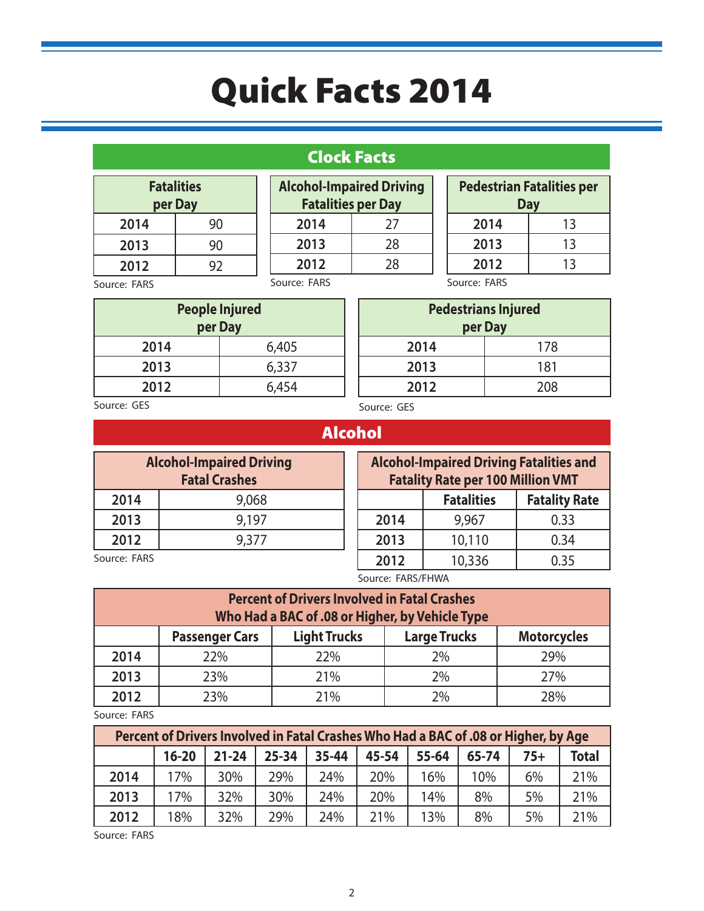# Quick Facts 2014

## Clock Facts

| Fatalities per Day | |
|---|---|
| 2014 | 90 |
| 2013 | 90 |
| 2012 | 92 |

Source: FARS

| Alcohol-Impaired Driving Fatalities per Day | |
|---|---|
| 2014 | 27 |
| 2013 | 28 |
| 2012 | 28 |

Source: FARS

| Pedestrian Fatalities per Day | |
|---|---|
| 2014 | 13 |
| 2013 | 13 |
| 2012 | 13 |

Source: FARS

| People Injured per Day | |
|---|---|
| 2014 | 6,405 |
| 2013 | 6,337 |
| 2012 | 6,454 |

Source: GES

| Pedestrians Injured per Day | |
|---|---|
| 2014 | 178 |
| 2013 | 181 |
| 2012 | 208 |

Source: GES

## Alcohol

| Alcohol-Impaired Driving Fatal Crashes | |
|---|---|
| 2014 | 9,068 |
| 2013 | 9,197 |
| 2012 | 9,377 |

Source: FARS

| Alcohol-Impaired Driving Fatalities and Fatality Rate per 100 Million VMT | | |
|---|---|---|
| | Fatalities | Fatality Rate |
| 2014 | 9,967 | 0.33 |
| 2013 | 10,110 | 0.34 |
| 2012 | 10,336 | 0.35 |

Source: FARS/FHWA

| Percent of Drivers Involved in Fatal Crashes Who Had a BAC of .08 or Higher, by Vehicle Type | | | | |
|---|---|---|---|---|
| | Passenger Cars | Light Trucks | Large Trucks | Motorcycles |
| 2014 | 22% | 22% | 2% | 29% |
| 2013 | 23% | 21% | 2% | 27% |
| 2012 | 23% | 21% | 2% | 28% |

Source: FARS

| Percent of Drivers Involved in Fatal Crashes Who Had a BAC of .08 or Higher, by Age | | | | | | | | | |
|---|---|---|---|---|---|---|---|---|---|
| | 16-20 | 21-24 | 25-34 | 35-44 | 45-54 | 55-64 | 65-74 | 75+ | Total |
| 2014 | 17% | 30% | 29% | 24% | 20% | 16% | 10% | 6% | 21% |
| 2013 | 17% | 32% | 30% | 24% | 20% | 14% | 8% | 5% | 21% |
| 2012 | 18% | 32% | 29% | 24% | 21% | 13% | 8% | 5% | 21% |

Source: FARS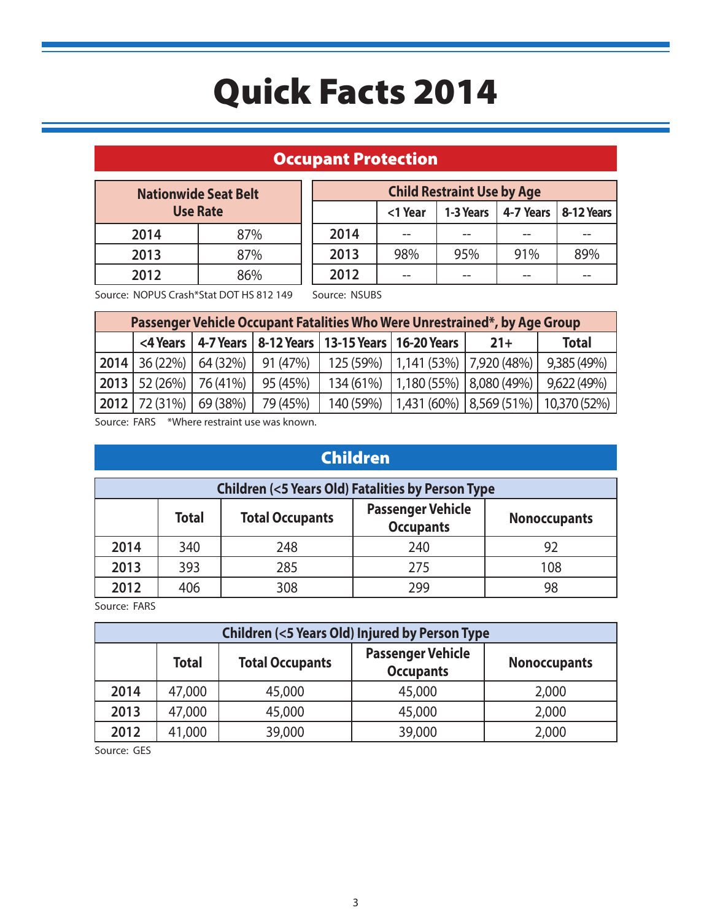# Quick Facts 2014

## Occupant Protection

| Nationwide Seat Belt Use Rate | |
|---|---|
| 2014 | 87% |
| 2013 | 87% |
| 2012 | 86% |

Source: NOPUS Crash*Stat DOT HS 812 149

| Child Restraint Use by Age | | | | |
|---|---|---|---|---|
| | <1 Year | 1-3 Years | 4-7 Years | 8-12 Years |
| 2014 | -- | -- | -- | -- |
| 2013 | 98% | 95% | 91% | 89% |
| 2012 | -- | -- | -- | -- |

Source: NSUBS

| Passenger Vehicle Occupant Fatalities Who Were Unrestrained*, by Age Group | | | | | | | |
|---|---|---|---|---|---|---|---|
| | <4 Years | 4-7 Years | 8-12 Years | 13-15 Years | 16-20 Years | 21+ | Total |
| 2014 | 36 (22%) | 64 (32%) | 91 (47%) | 125 (59%) | 1,141 (53%) | 7,920 (48%) | 9,385 (49%) |
| 2013 | 52 (26%) | 76 (41%) | 95 (45%) | 134 (61%) | 1,180 (55%) | 8,080 (49%) | 9,622 (49%) |
| 2012 | 72 (31%) | 69 (38%) | 79 (45%) | 140 (59%) | 1,431 (60%) | 8,569 (51%) | 10,370 (52%) |

Source: FARS *Where restraint use was known.

## Children

| Children (<5 Years Old) Fatalities by Person Type | | | | |
|---|---|---|---|---|
| | Total | Total Occupants | Passenger Vehicle Occupants | Nonoccupants |
| 2014 | 340 | 248 | 240 | 92 |
| 2013 | 393 | 285 | 275 | 108 |
| 2012 | 406 | 308 | 299 | 98 |

Source: FARS

| Children (<5 Years Old) Injured by Person Type | | | | |
|---|---|---|---|---|
| | Total | Total Occupants | Passenger Vehicle Occupants | Nonoccupants |
| 2014 | 47,000 | 45,000 | 45,000 | 2,000 |
| 2013 | 47,000 | 45,000 | 45,000 | 2,000 |
| 2012 | 41,000 | 39,000 | 39,000 | 2,000 |

Source: GES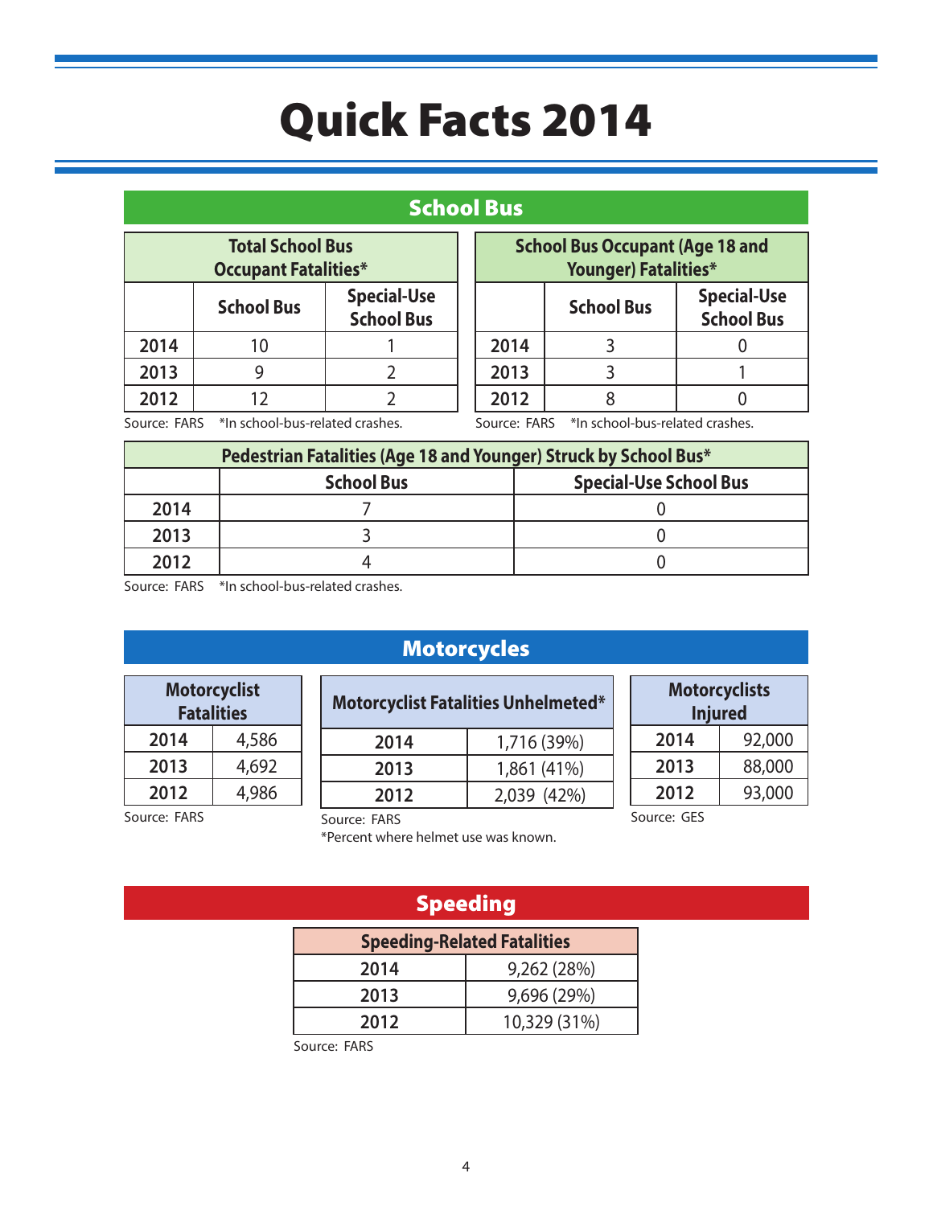# Quick Facts 2014

## School Bus

| Total School Bus Occupant Fatalities* | | |
|---|---|---|
| | School Bus | Special-Use School Bus |
| 2014 | 10 | 1 |
| 2013 | 9 | 2 |
| 2012 | 12 | 2 |

Source: FARS *In school-bus-related crashes.

| School Bus Occupant (Age 18 and Younger) Fatalities* | | |
|---|---|---|
| | School Bus | Special-Use School Bus |
| 2014 | 3 | 0 |
| 2013 | 3 | 1 |
| 2012 | 8 | 0 |

Source: FARS *In school-bus-related crashes.

| Pedestrian Fatalities (Age 18 and Younger) Struck by School Bus* | | |
|---|---|---|
| | School Bus | Special-Use School Bus |
| 2014 | 7 | 0 |
| 2013 | 3 | 0 |
| 2012 | 4 | 0 |

Source: FARS *In school-bus-related crashes.

## Motorcycles

| Motorcyclist Fatalities | |
|---|---|
| 2014 | 4,586 |
| 2013 | 4,692 |
| 2012 | 4,986 |

Source: FARS

| Motorcyclist Fatalities Unhelmeted* | |
|---|---|
| 2014 | 1,716 (39%) |
| 2013 | 1,861 (41%) |
| 2012 | 2,039 (42%) |

Source: FARS
*Percent where helmet use was known.

| Motorcyclists Injured | |
|---|---|
| 2014 | 92,000 |
| 2013 | 88,000 |
| 2012 | 93,000 |

Source: GES

## Speeding

| Speeding-Related Fatalities | |
|---|---|
| 2014 | 9,262 (28%) |
| 2013 | 9,696 (29%) |
| 2012 | 10,329 (31%) |

Source: FARS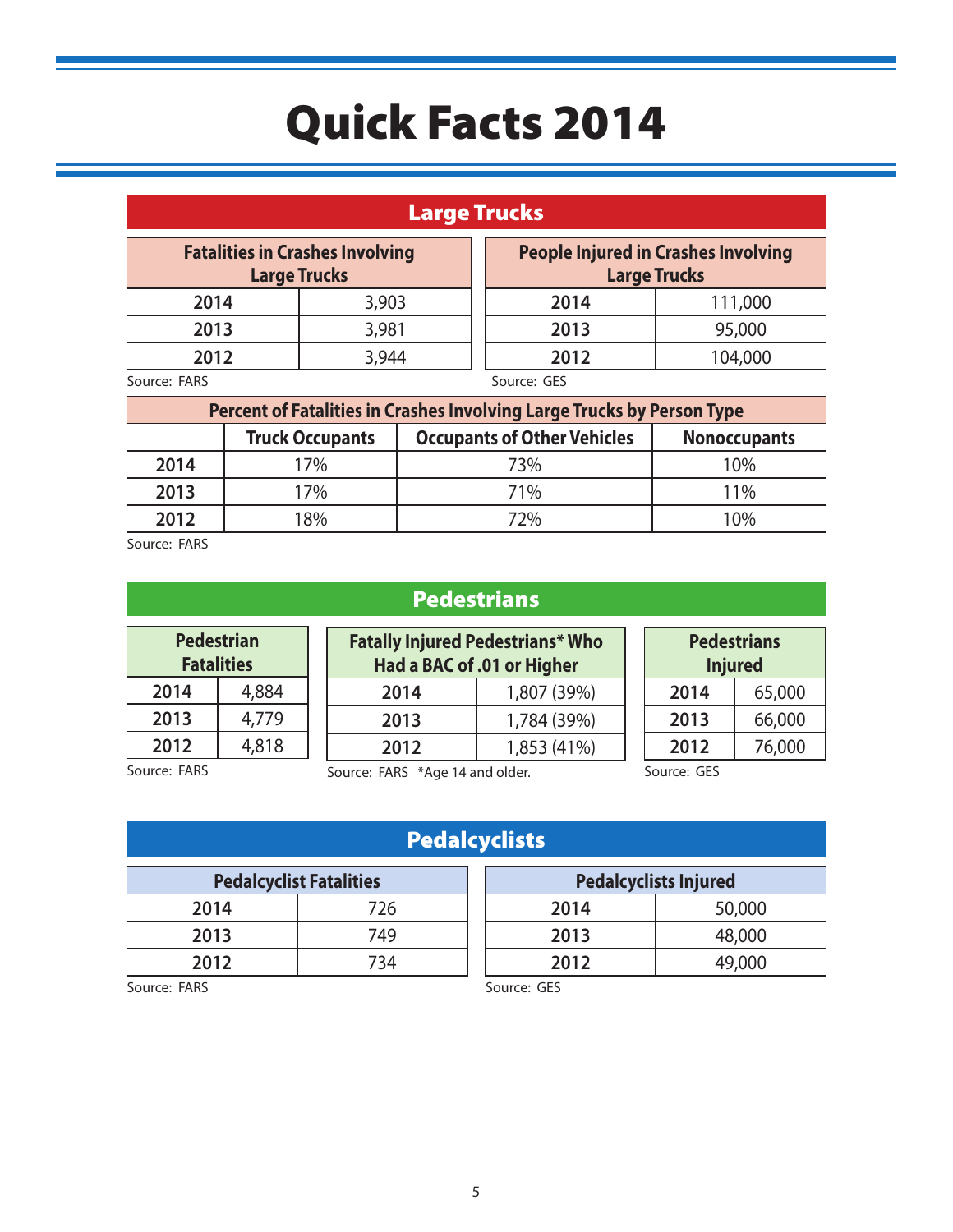# Quick Facts 2014

## Large Trucks

| Fatalities in Crashes Involving Large Trucks | |
|---|---|
| **2014** | 3,903 |
| **2013** | 3,981 |
| **2012** | 3,944 |

Source: FARS

| People Injured in Crashes Involving Large Trucks | |
|---|---|
| **2014** | 111,000 |
| **2013** | 95,000 |
| **2012** | 104,000 |

Source: GES

| Percent of Fatalities in Crashes Involving Large Trucks by Person Type | | | |
|---|---|---|---|
| | **Truck Occupants** | **Occupants of Other Vehicles** | **Nonoccupants** |
| **2014** | 17% | 73% | 10% |
| **2013** | 17% | 71% | 11% |
| **2012** | 18% | 72% | 10% |

Source: FARS

## Pedestrians

| Pedestrian Fatalities | |
|---|---|
| **2014** | 4,884 |
| **2013** | 4,779 |
| **2012** | 4,818 |

Source: FARS

| Fatally Injured Pedestrians* Who Had a BAC of .01 or Higher | |
|---|---|
| **2014** | 1,807 (39%) |
| **2013** | 1,784 (39%) |
| **2012** | 1,853 (41%) |

Source: FARS *Age 14 and older.

| Pedestrians Injured | |
|---|---|
| **2014** | 65,000 |
| **2013** | 66,000 |
| **2012** | 76,000 |

Source: GES

## Pedalcyclists

| Pedalcyclist Fatalities | |
|---|---|
| **2014** | 726 |
| **2013** | 749 |
| **2012** | 734 |

Source: FARS

| Pedalcyclists Injured | |
|---|---|
| **2014** | 50,000 |
| **2013** | 48,000 |
| **2012** | 49,000 |

Source: GES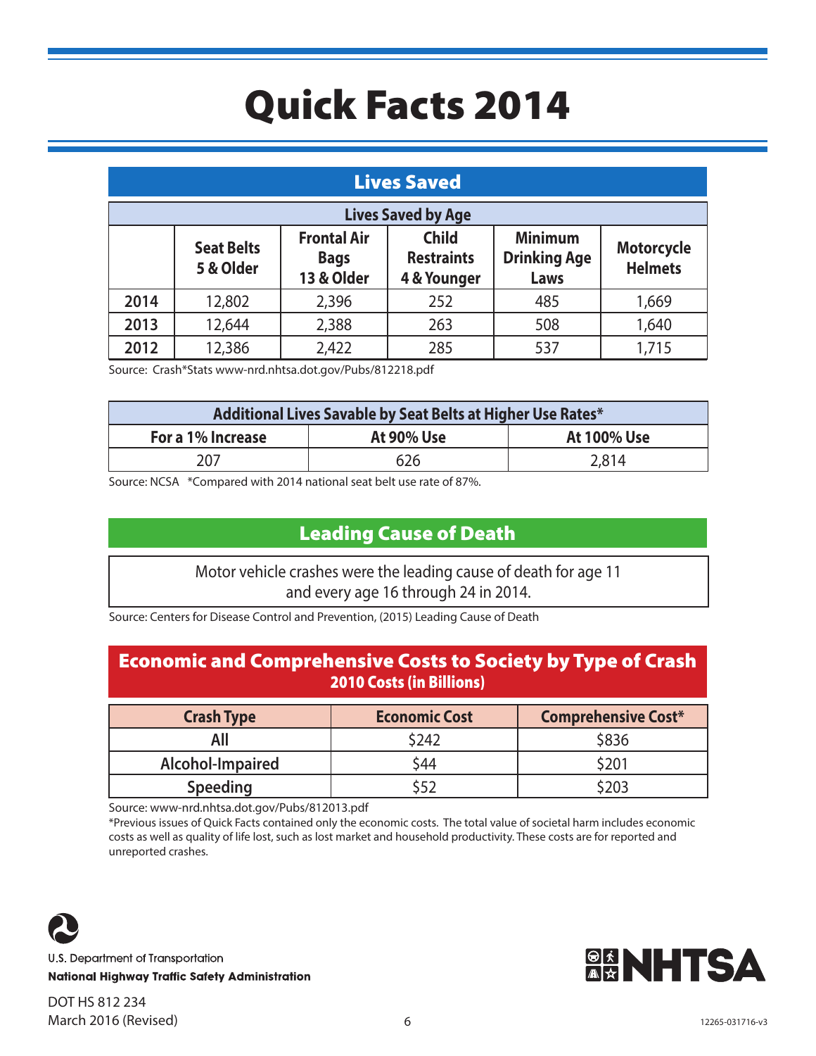# Quick Facts 2014

## Lives Saved

| Lives Saved by Age | | | | | |
|---|---|---|---|---|---|
| | Seat Belts 5 & Older | Frontal Air Bags 13 & Older | Child Restraints 4 & Younger | Minimum Drinking Age Laws | Motorcycle Helmets |
| **2014** | 12,802 | 2,396 | 252 | 485 | 1,669 |
| **2013** | 12,644 | 2,388 | 263 | 508 | 1,640 |
| **2012** | 12,386 | 2,422 | 285 | 537 | 1,715 |

Source: Crash*Stats www-nrd.nhtsa.dot.gov/Pubs/812218.pdf

| Additional Lives Savable by Seat Belts at Higher Use Rates* | | |
|---|---|---|
| For a 1% Increase | At 90% Use | At 100% Use |
| 207 | 626 | 2,814 |

Source: NCSA *Compared with 2014 national seat belt use rate of 87%.

## Leading Cause of Death

Motor vehicle crashes were the leading cause of death for age 11 and every age 16 through 24 in 2014.

Source: Centers for Disease Control and Prevention, (2015) Leading Cause of Death

## Economic and Comprehensive Costs to Society by Type of Crash

**2010 Costs (in Billions)**

| Crash Type | Economic Cost | Comprehensive Cost* |
|---|---|---|
| **All** | $242 | $836 |
| **Alcohol-Impaired** | $44 | $201 |
| **Speeding** | $52 | $203 |

Source: www-nrd.nhtsa.dot.gov/Pubs/812013.pdf

*Previous issues of Quick Facts contained only the economic costs. The total value of societal harm includes economic costs as well as quality of life lost, such as lost market and household productivity. These costs are for reported and unreported crashes.

U.S. Department of Transportation
**National Highway Traffic Safety Administration**

NHTSA

DOT HS 812 234
March 2016 (Revised)

12265-031716-v3